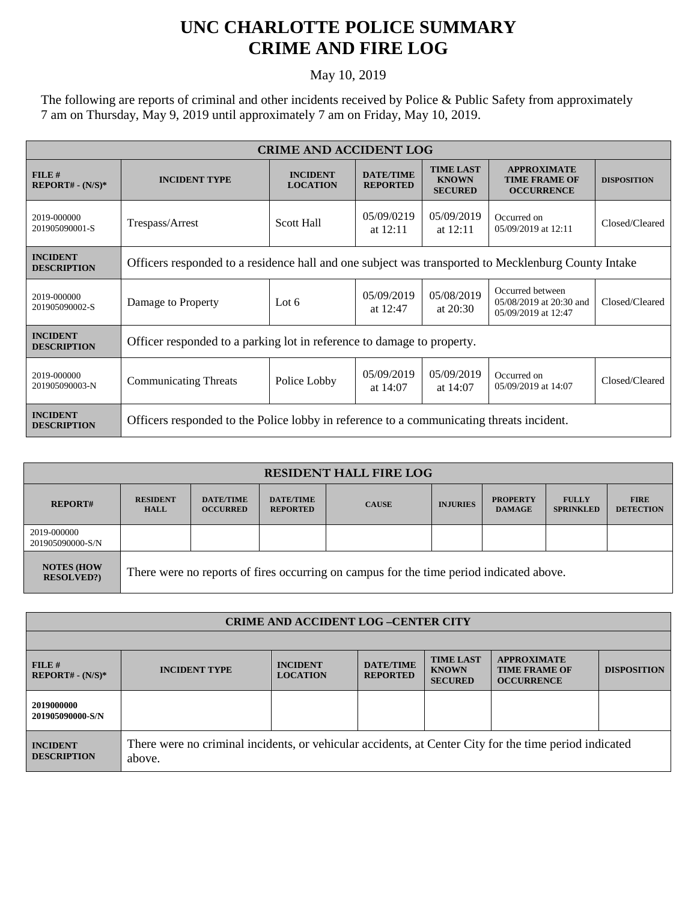# UNC CHARLOTTE POLICE SUMMARY
# CRIME AND FIRE LOG

May 10, 2019

The following are reports of criminal and other incidents received by Police & Public Safety from approximately 7 am on Thursday, May 9, 2019 until approximately 7 am on Friday, May 10, 2019.

| CRIME AND ACCIDENT LOG | | | | | | |
|---|---|---|---|---|---|---|
| **FILE # REPORT# - (N/S)*** | **INCIDENT TYPE** | **INCIDENT LOCATION** | **DATE/TIME REPORTED** | **TIME LAST KNOWN SECURED** | **APPROXIMATE TIME FRAME OF OCCURRENCE** | **DISPOSITION** |
| 2019-000000 201905090001-S | Trespass/Arrest | Scott Hall | 05/09/0219 at 12:11 | 05/09/2019 at 12:11 | Occurred on 05/09/2019 at 12:11 | Closed/Cleared |
| **INCIDENT DESCRIPTION** | Officers responded to a residence hall and one subject was transported to Mecklenburg County Intake | | | | | |
| 2019-000000 201905090002-S | Damage to Property | Lot 6 | 05/09/2019 at 12:47 | 05/08/2019 at 20:30 | Occurred between 05/08/2019 at 20:30 and 05/09/2019 at 12:47 | Closed/Cleared |
| **INCIDENT DESCRIPTION** | Officer responded to a parking lot in reference to damage to property. | | | | | |
| 2019-000000 201905090003-N | Communicating Threats | Police Lobby | 05/09/2019 at 14:07 | 05/09/2019 at 14:07 | Occurred on 05/09/2019 at 14:07 | Closed/Cleared |
| **INCIDENT DESCRIPTION** | Officers responded to the Police lobby in reference to a communicating threats incident. | | | | | |

| RESIDENT HALL FIRE LOG | | | | | | | | |
|---|---|---|---|---|---|---|---|---|
| **REPORT#** | **RESIDENT HALL** | **DATE/TIME OCCURRED** | **DATE/TIME REPORTED** | **CAUSE** | **INJURIES** | **PROPERTY DAMAGE** | **FULLY SPRINKLED** | **FIRE DETECTION** |
| 2019-000000 201905090000-S/N | | | | | | | | |
| **NOTES (HOW RESOLVED?)** | There were no reports of fires occurring on campus for the time period indicated above. | | | | | | | |

| CRIME AND ACCIDENT LOG –CENTER CITY | | | | | | |
|---|---|---|---|---|---|---|
| **FILE # REPORT# - (N/S)*** | **INCIDENT TYPE** | **INCIDENT LOCATION** | **DATE/TIME REPORTED** | **TIME LAST KNOWN SECURED** | **APPROXIMATE TIME FRAME OF OCCURRENCE** | **DISPOSITION** |
| **2019000000 201905090000-S/N** | | | | | | |
| **INCIDENT DESCRIPTION** | There were no criminal incidents, or vehicular accidents, at Center City for the time period indicated above. | | | | | |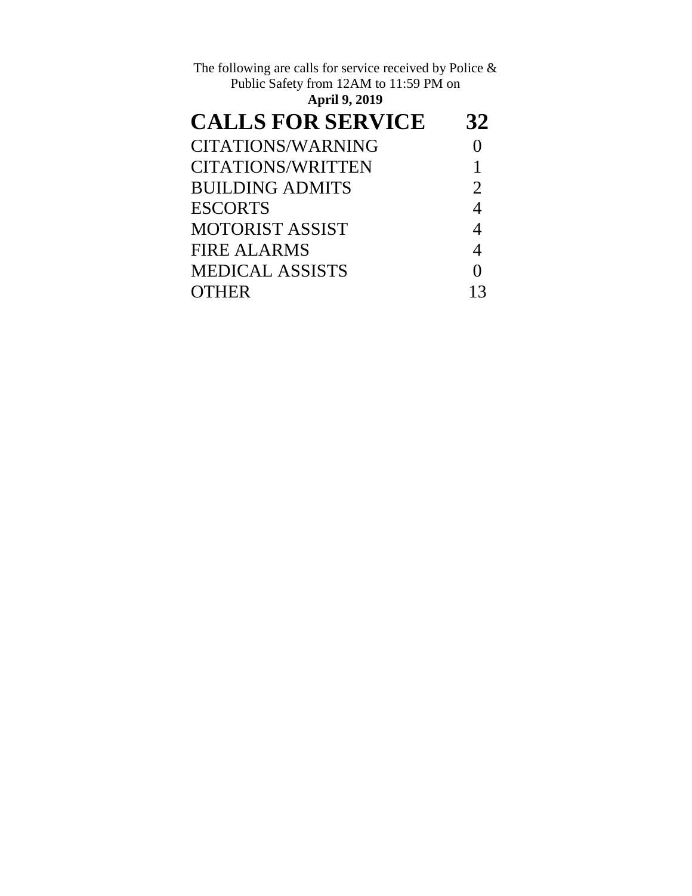The following are calls for service received by Police & Public Safety from 12AM to 11:59 PM on

**April 9, 2019**

| | |
|---|---|
| **CALLS FOR SERVICE** | **32** |
| CITATIONS/WARNING | 0 |
| CITATIONS/WRITTEN | 1 |
| BUILDING ADMITS | 2 |
| ESCORTS | 4 |
| MOTORIST ASSIST | 4 |
| FIRE ALARMS | 4 |
| MEDICAL ASSISTS | 0 |
| OTHER | 13 |